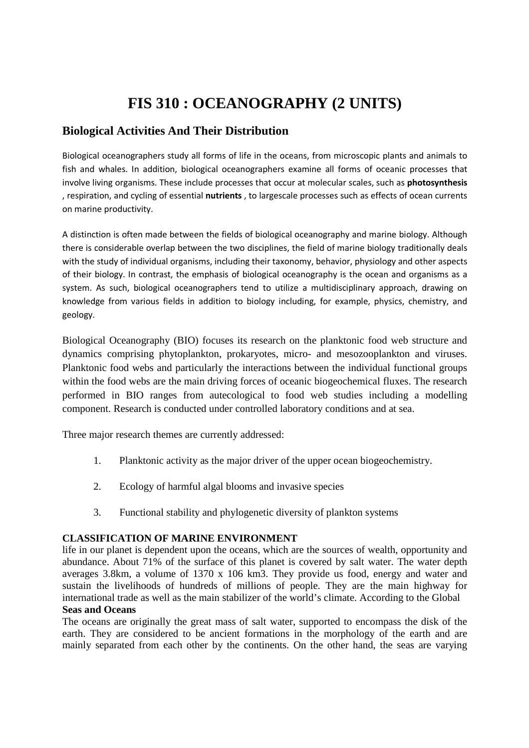// FIS 310 : OCEANOGRAPHY (2 UNITS)

## Biological Activities And Their Distribution

Biological oceanographers study all forms of life in the oceans, from microscopic plants and animals to fish and whales. In addition, biological oceanographers examine all forms of oceanic processes that involve living organisms. These include processes that occur at molecular scales, such as **photosynthesis** , respiration, and cycling of essential **nutrients** , to largescale processes such as effects of ocean currents on marine productivity.

A distinction is often made between the fields of biological oceanography and marine biology. Although there is considerable overlap between the two disciplines, the field of marine biology traditionally deals with the study of individual organisms, including their taxonomy, behavior, physiology and other aspects of their biology. In contrast, the emphasis of biological oceanography is the ocean and organisms as a system. As such, biological oceanographers tend to utilize a multidisciplinary approach, drawing on knowledge from various fields in addition to biology including, for example, physics, chemistry, and geology.

Biological Oceanography (BIO) focuses its research on the planktonic food web structure and dynamics comprising phytoplankton, prokaryotes, micro- and mesozooplankton and viruses. Planktonic food webs and particularly the interactions between the individual functional groups within the food webs are the main driving forces of oceanic biogeochemical fluxes. The research performed in BIO ranges from autecological to food web studies including a modelling component. Research is conducted under controlled laboratory conditions and at sea.

Three major research themes are currently addressed:

1. Planktonic activity as the major driver of the upper ocean biogeochemistry.
2. Ecology of harmful algal blooms and invasive species
3. Functional stability and phylogenetic diversity of plankton systems

**CLASSIFICATION OF MARINE ENVIRONMENT**

life in our planet is dependent upon the oceans, which are the sources of wealth, opportunity and abundance. About 71% of the surface of this planet is covered by salt water. The water depth averages 3.8km, a volume of 1370 x 106 km3. They provide us food, energy and water and sustain the livelihoods of hundreds of millions of people. They are the main highway for international trade as well as the main stabilizer of the world's climate. According to the Global

**Seas and Oceans**

The oceans are originally the great mass of salt water, supported to encompass the disk of the earth. They are considered to be ancient formations in the morphology of the earth and are mainly separated from each other by the continents. On the other hand, the seas are varying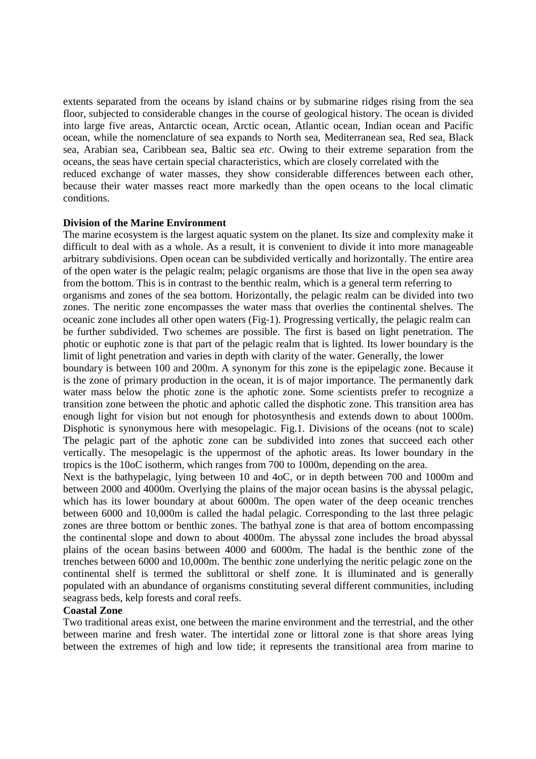extents separated from the oceans by island chains or by submarine ridges rising from the sea floor, subjected to considerable changes in the course of geological history. The ocean is divided into large five areas, Antarctic ocean, Arctic ocean, Atlantic ocean, Indian ocean and Pacific ocean, while the nomenclature of sea expands to North sea, Mediterranean sea, Red sea, Black sea, Arabian sea, Caribbean sea, Baltic sea *etc*. Owing to their extreme separation from the oceans, the seas have certain special characteristics, which are closely correlated with the reduced exchange of water masses, they show considerable differences between each other, because their water masses react more markedly than the open oceans to the local climatic conditions.

**Division of the Marine Environment**

The marine ecosystem is the largest aquatic system on the planet. Its size and complexity make it difficult to deal with as a whole. As a result, it is convenient to divide it into more manageable arbitrary subdivisions. Open ocean can be subdivided vertically and horizontally. The entire area of the open water is the pelagic realm; pelagic organisms are those that live in the open sea away from the bottom. This is in contrast to the benthic realm, which is a general term referring to organisms and zones of the sea bottom. Horizontally, the pelagic realm can be divided into two zones. The neritic zone encompasses the water mass that overlies the continental shelves. The oceanic zone includes all other open waters (Fig-1). Progressing vertically, the pelagic realm can be further subdivided. Two schemes are possible. The first is based on light penetration. The photic or euphotic zone is that part of the pelagic realm that is lighted. Its lower boundary is the limit of light penetration and varies in depth with clarity of the water. Generally, the lower boundary is between 100 and 200m. A synonym for this zone is the epipelagic zone. Because it is the zone of primary production in the ocean, it is of major importance. The permanently dark water mass below the photic zone is the aphotic zone. Some scientists prefer to recognize a transition zone between the photic and aphotic called the disphotic zone. This transition area has enough light for vision but not enough for photosynthesis and extends down to about 1000m. Disphotic is synonymous here with mesopelagic. Fig.1. Divisions of the oceans (not to scale) The pelagic part of the aphotic zone can be subdivided into zones that succeed each other vertically. The mesopelagic is the uppermost of the aphotic areas. Its lower boundary in the tropics is the 10oC isotherm, which ranges from 700 to 1000m, depending on the area.

Next is the bathypelagic, lying between 10 and 4oC, or in depth between 700 and 1000m and between 2000 and 4000m. Overlying the plains of the major ocean basins is the abyssal pelagic, which has its lower boundary at about 6000m. The open water of the deep oceanic trenches between 6000 and 10,000m is called the hadal pelagic. Corresponding to the last three pelagic zones are three bottom or benthic zones. The bathyal zone is that area of bottom encompassing the continental slope and down to about 4000m. The abyssal zone includes the broad abyssal plains of the ocean basins between 4000 and 6000m. The hadal is the benthic zone of the trenches between 6000 and 10,000m. The benthic zone underlying the neritic pelagic zone on the continental shelf is termed the sublittoral or shelf zone. It is illuminated and is generally populated with an abundance of organisms constituting several different communities, including seagrass beds, kelp forests and coral reefs.

**Coastal Zone**

Two traditional areas exist, one between the marine environment and the terrestrial, and the other between marine and fresh water. The intertidal zone or littoral zone is that shore areas lying between the extremes of high and low tide; it represents the transitional area from marine to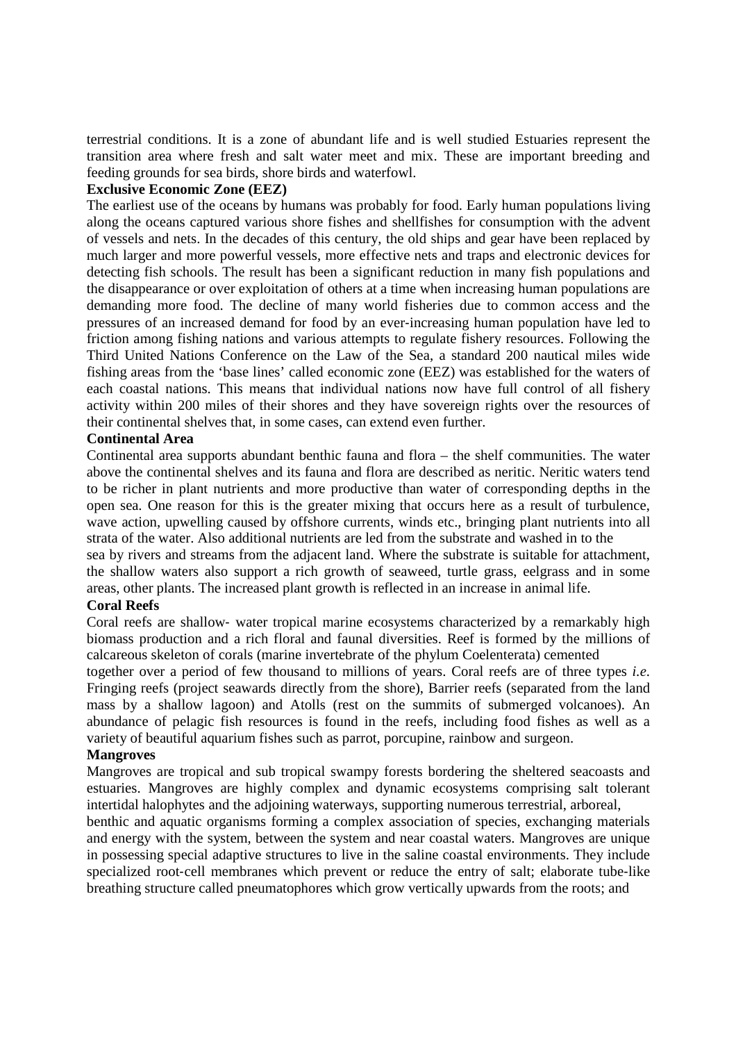terrestrial conditions. It is a zone of abundant life and is well studied Estuaries represent the transition area where fresh and salt water meet and mix. These are important breeding and feeding grounds for sea birds, shore birds and waterfowl.

**Exclusive Economic Zone (EEZ)**

The earliest use of the oceans by humans was probably for food. Early human populations living along the oceans captured various shore fishes and shellfishes for consumption with the advent of vessels and nets. In the decades of this century, the old ships and gear have been replaced by much larger and more powerful vessels, more effective nets and traps and electronic devices for detecting fish schools. The result has been a significant reduction in many fish populations and the disappearance or over exploitation of others at a time when increasing human populations are demanding more food. The decline of many world fisheries due to common access and the pressures of an increased demand for food by an ever-increasing human population have led to friction among fishing nations and various attempts to regulate fishery resources. Following the Third United Nations Conference on the Law of the Sea, a standard 200 nautical miles wide fishing areas from the 'base lines' called economic zone (EEZ) was established for the waters of each coastal nations. This means that individual nations now have full control of all fishery activity within 200 miles of their shores and they have sovereign rights over the resources of their continental shelves that, in some cases, can extend even further.

**Continental Area**

Continental area supports abundant benthic fauna and flora – the shelf communities. The water above the continental shelves and its fauna and flora are described as neritic. Neritic waters tend to be richer in plant nutrients and more productive than water of corresponding depths in the open sea. One reason for this is the greater mixing that occurs here as a result of turbulence, wave action, upwelling caused by offshore currents, winds etc., bringing plant nutrients into all strata of the water. Also additional nutrients are led from the substrate and washed in to the sea by rivers and streams from the adjacent land. Where the substrate is suitable for attachment, the shallow waters also support a rich growth of seaweed, turtle grass, eelgrass and in some areas, other plants. The increased plant growth is reflected in an increase in animal life.

**Coral Reefs**

Coral reefs are shallow- water tropical marine ecosystems characterized by a remarkably high biomass production and a rich floral and faunal diversities. Reef is formed by the millions of calcareous skeleton of corals (marine invertebrate of the phylum Coelenterata) cemented together over a period of few thousand to millions of years. Coral reefs are of three types *i.e.* Fringing reefs (project seawards directly from the shore), Barrier reefs (separated from the land mass by a shallow lagoon) and Atolls (rest on the summits of submerged volcanoes). An abundance of pelagic fish resources is found in the reefs, including food fishes as well as a variety of beautiful aquarium fishes such as parrot, porcupine, rainbow and surgeon.

**Mangroves**

Mangroves are tropical and sub tropical swampy forests bordering the sheltered seacoasts and estuaries. Mangroves are highly complex and dynamic ecosystems comprising salt tolerant intertidal halophytes and the adjoining waterways, supporting numerous terrestrial, arboreal, benthic and aquatic organisms forming a complex association of species, exchanging materials and energy with the system, between the system and near coastal waters. Mangroves are unique in possessing special adaptive structures to live in the saline coastal environments. They include specialized root-cell membranes which prevent or reduce the entry of salt; elaborate tube-like breathing structure called pneumatophores which grow vertically upwards from the roots; and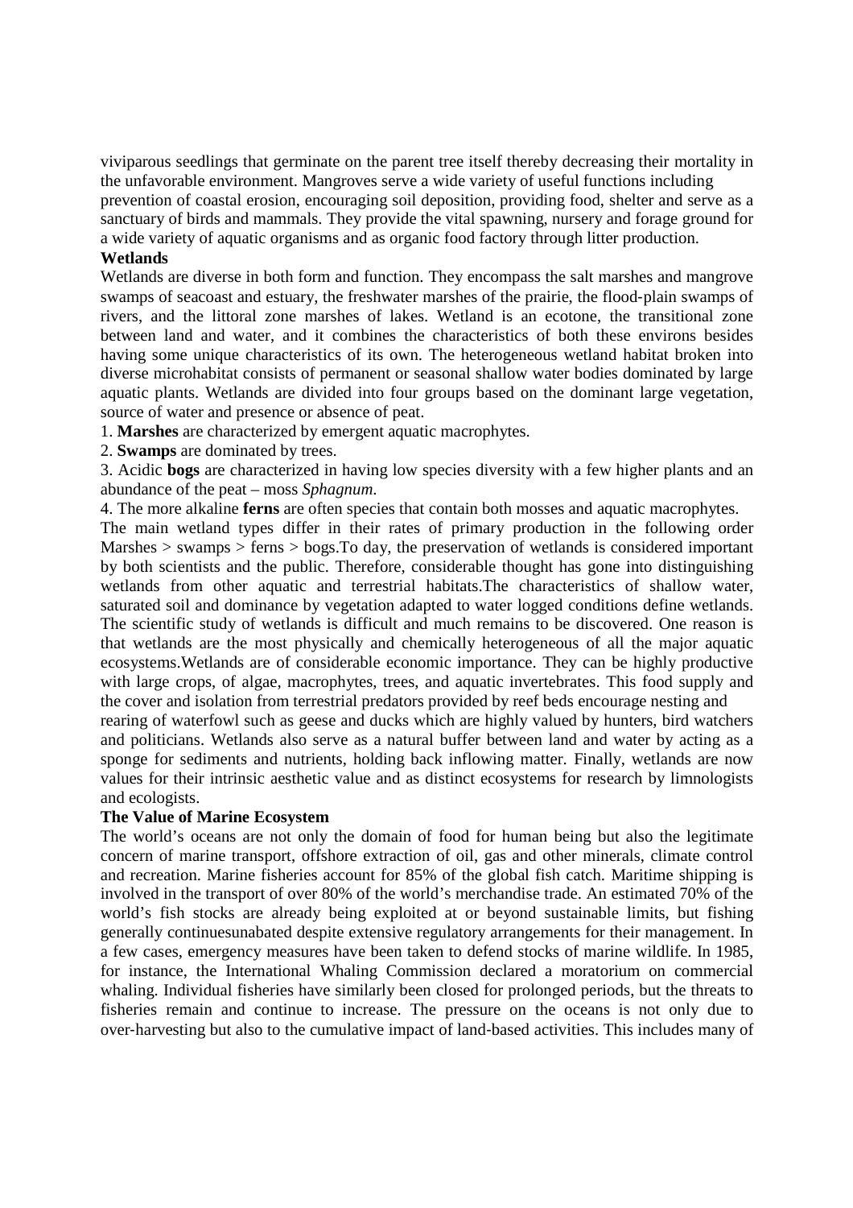viviparous seedlings that germinate on the parent tree itself thereby decreasing their mortality in the unfavorable environment. Mangroves serve a wide variety of useful functions including prevention of coastal erosion, encouraging soil deposition, providing food, shelter and serve as a sanctuary of birds and mammals. They provide the vital spawning, nursery and forage ground for a wide variety of aquatic organisms and as organic food factory through litter production.

**Wetlands**

Wetlands are diverse in both form and function. They encompass the salt marshes and mangrove swamps of seacoast and estuary, the freshwater marshes of the prairie, the flood-plain swamps of rivers, and the littoral zone marshes of lakes. Wetland is an ecotone, the transitional zone between land and water, and it combines the characteristics of both these environs besides having some unique characteristics of its own. The heterogeneous wetland habitat broken into diverse microhabitat consists of permanent or seasonal shallow water bodies dominated by large aquatic plants. Wetlands are divided into four groups based on the dominant large vegetation, source of water and presence or absence of peat.

1. **Marshes** are characterized by emergent aquatic macrophytes.
2. **Swamps** are dominated by trees.
3. Acidic **bogs** are characterized in having low species diversity with a few higher plants and an abundance of the peat – moss *Sphagnum*.
4. The more alkaline **ferns** are often species that contain both mosses and aquatic macrophytes.

The main wetland types differ in their rates of primary production in the following order Marshes > swamps > ferns > bogs.To day, the preservation of wetlands is considered important by both scientists and the public. Therefore, considerable thought has gone into distinguishing wetlands from other aquatic and terrestrial habitats.The characteristics of shallow water, saturated soil and dominance by vegetation adapted to water logged conditions define wetlands. The scientific study of wetlands is difficult and much remains to be discovered. One reason is that wetlands are the most physically and chemically heterogeneous of all the major aquatic ecosystems.Wetlands are of considerable economic importance. They can be highly productive with large crops, of algae, macrophytes, trees, and aquatic invertebrates. This food supply and the cover and isolation from terrestrial predators provided by reef beds encourage nesting and rearing of waterfowl such as geese and ducks which are highly valued by hunters, bird watchers and politicians. Wetlands also serve as a natural buffer between land and water by acting as a sponge for sediments and nutrients, holding back inflowing matter. Finally, wetlands are now values for their intrinsic aesthetic value and as distinct ecosystems for research by limnologists and ecologists.

**The Value of Marine Ecosystem**

The world's oceans are not only the domain of food for human being but also the legitimate concern of marine transport, offshore extraction of oil, gas and other minerals, climate control and recreation. Marine fisheries account for 85% of the global fish catch. Maritime shipping is involved in the transport of over 80% of the world's merchandise trade. An estimated 70% of the world's fish stocks are already being exploited at or beyond sustainable limits, but fishing generally continuesunabated despite extensive regulatory arrangements for their management. In a few cases, emergency measures have been taken to defend stocks of marine wildlife. In 1985, for instance, the International Whaling Commission declared a moratorium on commercial whaling. Individual fisheries have similarly been closed for prolonged periods, but the threats to fisheries remain and continue to increase. The pressure on the oceans is not only due to over-harvesting but also to the cumulative impact of land-based activities. This includes many of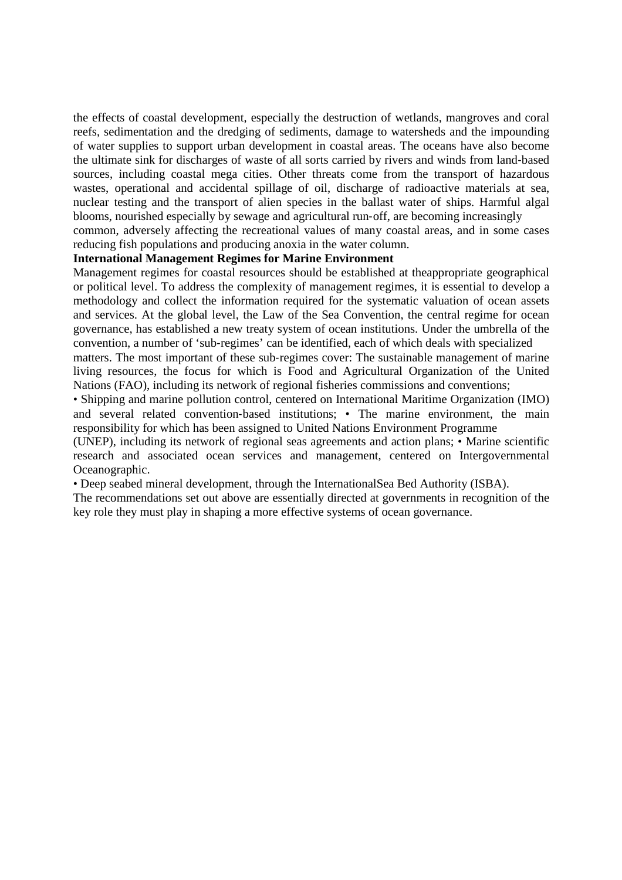the effects of coastal development, especially the destruction of wetlands, mangroves and coral reefs, sedimentation and the dredging of sediments, damage to watersheds and the impounding of water supplies to support urban development in coastal areas. The oceans have also become the ultimate sink for discharges of waste of all sorts carried by rivers and winds from land-based sources, including coastal mega cities. Other threats come from the transport of hazardous wastes, operational and accidental spillage of oil, discharge of radioactive materials at sea, nuclear testing and the transport of alien species in the ballast water of ships. Harmful algal blooms, nourished especially by sewage and agricultural run-off, are becoming increasingly common, adversely affecting the recreational values of many coastal areas, and in some cases reducing fish populations and producing anoxia in the water column.

**International Management Regimes for Marine Environment**

Management regimes for coastal resources should be established at theappropriate geographical or political level. To address the complexity of management regimes, it is essential to develop a methodology and collect the information required for the systematic valuation of ocean assets and services. At the global level, the Law of the Sea Convention, the central regime for ocean governance, has established a new treaty system of ocean institutions. Under the umbrella of the convention, a number of 'sub-regimes' can be identified, each of which deals with specialized matters. The most important of these sub-regimes cover: The sustainable management of marine living resources, the focus for which is Food and Agricultural Organization of the United Nations (FAO), including its network of regional fisheries commissions and conventions;

• Shipping and marine pollution control, centered on International Maritime Organization (IMO) and several related convention-based institutions; • The marine environment, the main responsibility for which has been assigned to United Nations Environment Programme (UNEP), including its network of regional seas agreements and action plans; • Marine scientific research and associated ocean services and management, centered on Intergovernmental Oceanographic.

• Deep seabed mineral development, through the InternationalSea Bed Authority (ISBA).

The recommendations set out above are essentially directed at governments in recognition of the key role they must play in shaping a more effective systems of ocean governance.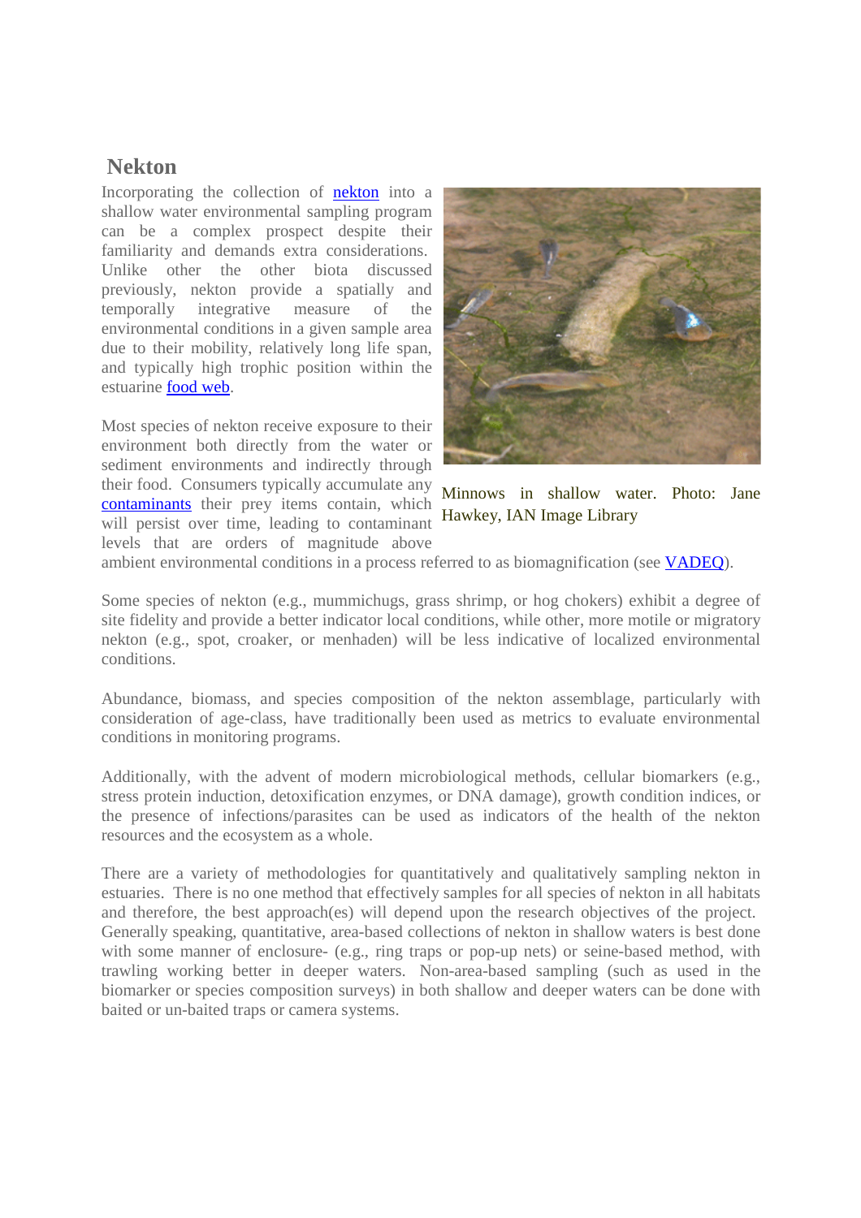## Nekton

Incorporating the collection of nekton into a shallow water environmental sampling program can be a complex prospect despite their familiarity and demands extra considerations. Unlike other the other biota discussed previously, nekton provide a spatially and temporally integrative measure of the environmental conditions in a given sample area due to their mobility, relatively long life span, and typically high trophic position within the estuarine food web.

Minnows in shallow water. Photo: Jane Hawkey, IAN Image Library

Most species of nekton receive exposure to their environment both directly from the water or sediment environments and indirectly through their food. Consumers typically accumulate any contaminants their prey items contain, which will persist over time, leading to contaminant levels that are orders of magnitude above ambient environmental conditions in a process referred to as biomagnification (see VADEQ).

Some species of nekton (e.g., mummichugs, grass shrimp, or hog chokers) exhibit a degree of site fidelity and provide a better indicator local conditions, while other, more motile or migratory nekton (e.g., spot, croaker, or menhaden) will be less indicative of localized environmental conditions.

Abundance, biomass, and species composition of the nekton assemblage, particularly with consideration of age-class, have traditionally been used as metrics to evaluate environmental conditions in monitoring programs.

Additionally, with the advent of modern microbiological methods, cellular biomarkers (e.g., stress protein induction, detoxification enzymes, or DNA damage), growth condition indices, or the presence of infections/parasites can be used as indicators of the health of the nekton resources and the ecosystem as a whole.

There are a variety of methodologies for quantitatively and qualitatively sampling nekton in estuaries. There is no one method that effectively samples for all species of nekton in all habitats and therefore, the best approach(es) will depend upon the research objectives of the project. Generally speaking, quantitative, area-based collections of nekton in shallow waters is best done with some manner of enclosure- (e.g., ring traps or pop-up nets) or seine-based method, with trawling working better in deeper waters. Non-area-based sampling (such as used in the biomarker or species composition surveys) in both shallow and deeper waters can be done with baited or un-baited traps or camera systems.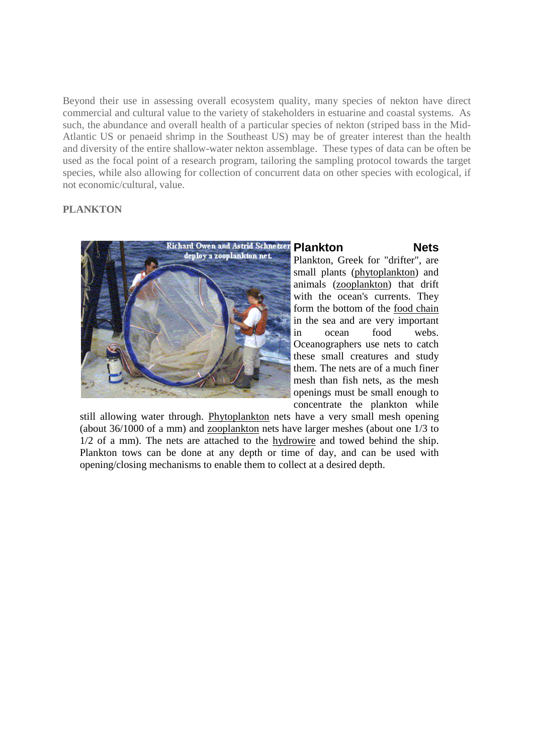Beyond their use in assessing overall ecosystem quality, many species of nekton have direct commercial and cultural value to the variety of stakeholders in estuarine and coastal systems. As such, the abundance and overall health of a particular species of nekton (striped bass in the Mid-Atlantic US or penaeid shrimp in the Southeast US) may be of greater interest than the health and diversity of the entire shallow-water nekton assemblage. These types of data can be often be used as the focal point of a research program, tailoring the sampling protocol towards the target species, while also allowing for collection of concurrent data on other species with ecological, if not economic/cultural, value.

**PLANKTON**

Richard Owen and Astrid Schnetzer deploy a zooplankton net.

### Plankton Nets

Plankton, Greek for "drifter", are small plants (phytoplankton) and animals (zooplankton) that drift with the ocean's currents. They form the bottom of the food chain in the sea and are very important in ocean food webs. Oceanographers use nets to catch these small creatures and study them. The nets are of a much finer mesh than fish nets, as the mesh openings must be small enough to concentrate the plankton while still allowing water through. Phytoplankton nets have a very small mesh opening (about 36/1000 of a mm) and zooplankton nets have larger meshes (about one 1/3 to 1/2 of a mm). The nets are attached to the hydrowire and towed behind the ship. Plankton tows can be done at any depth or time of day, and can be used with opening/closing mechanisms to enable them to collect at a desired depth.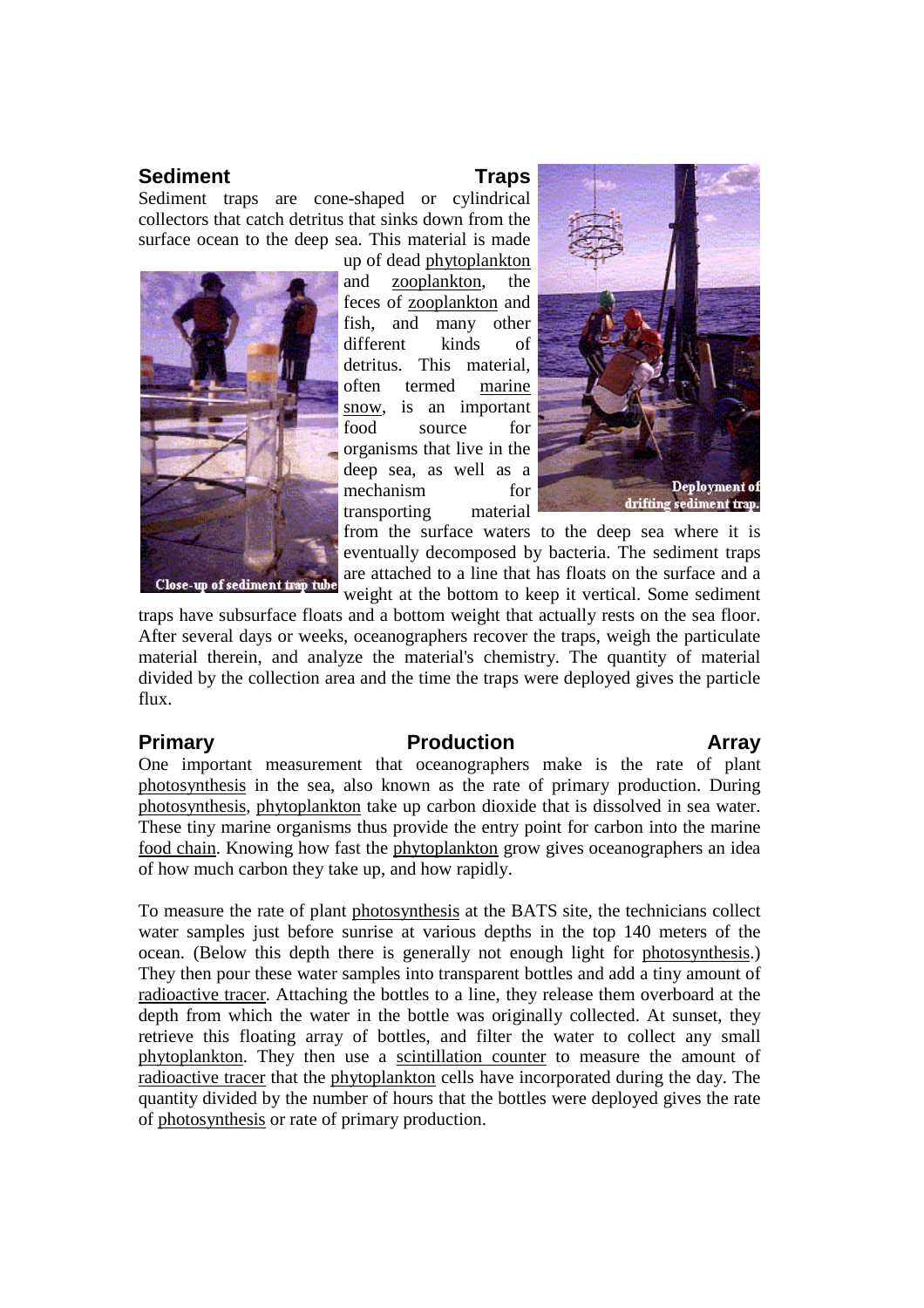## Sediment Traps

Sediment traps are cone-shaped or cylindrical collectors that catch detritus that sinks down from the surface ocean to the deep sea. This material is made up of dead phytoplankton and zooplankton, the feces of zooplankton and fish, and many other different kinds of detritus. This material, often termed marine snow, is an important food source for organisms that live in the deep sea, as well as a mechanism for transporting material from the surface waters to the deep sea where it is eventually decomposed by bacteria. The sediment traps are attached to a line that has floats on the surface and a weight at the bottom to keep it vertical. Some sediment traps have subsurface floats and a bottom weight that actually rests on the sea floor. After several days or weeks, oceanographers recover the traps, weigh the particulate material therein, and analyze the material's chemistry. The quantity of material divided by the collection area and the time the traps were deployed gives the particle flux.

Close-up of sediment trap tube

Deployment of drifting sediment trap.

## Primary Production Array

One important measurement that oceanographers make is the rate of plant photosynthesis in the sea, also known as the rate of primary production. During photosynthesis, phytoplankton take up carbon dioxide that is dissolved in sea water. These tiny marine organisms thus provide the entry point for carbon into the marine food chain. Knowing how fast the phytoplankton grow gives oceanographers an idea of how much carbon they take up, and how rapidly.

To measure the rate of plant photosynthesis at the BATS site, the technicians collect water samples just before sunrise at various depths in the top 140 meters of the ocean. (Below this depth there is generally not enough light for photosynthesis.) They then pour these water samples into transparent bottles and add a tiny amount of radioactive tracer. Attaching the bottles to a line, they release them overboard at the depth from which the water in the bottle was originally collected. At sunset, they retrieve this floating array of bottles, and filter the water to collect any small phytoplankton. They then use a scintillation counter to measure the amount of radioactive tracer that the phytoplankton cells have incorporated during the day. The quantity divided by the number of hours that the bottles were deployed gives the rate of photosynthesis or rate of primary production.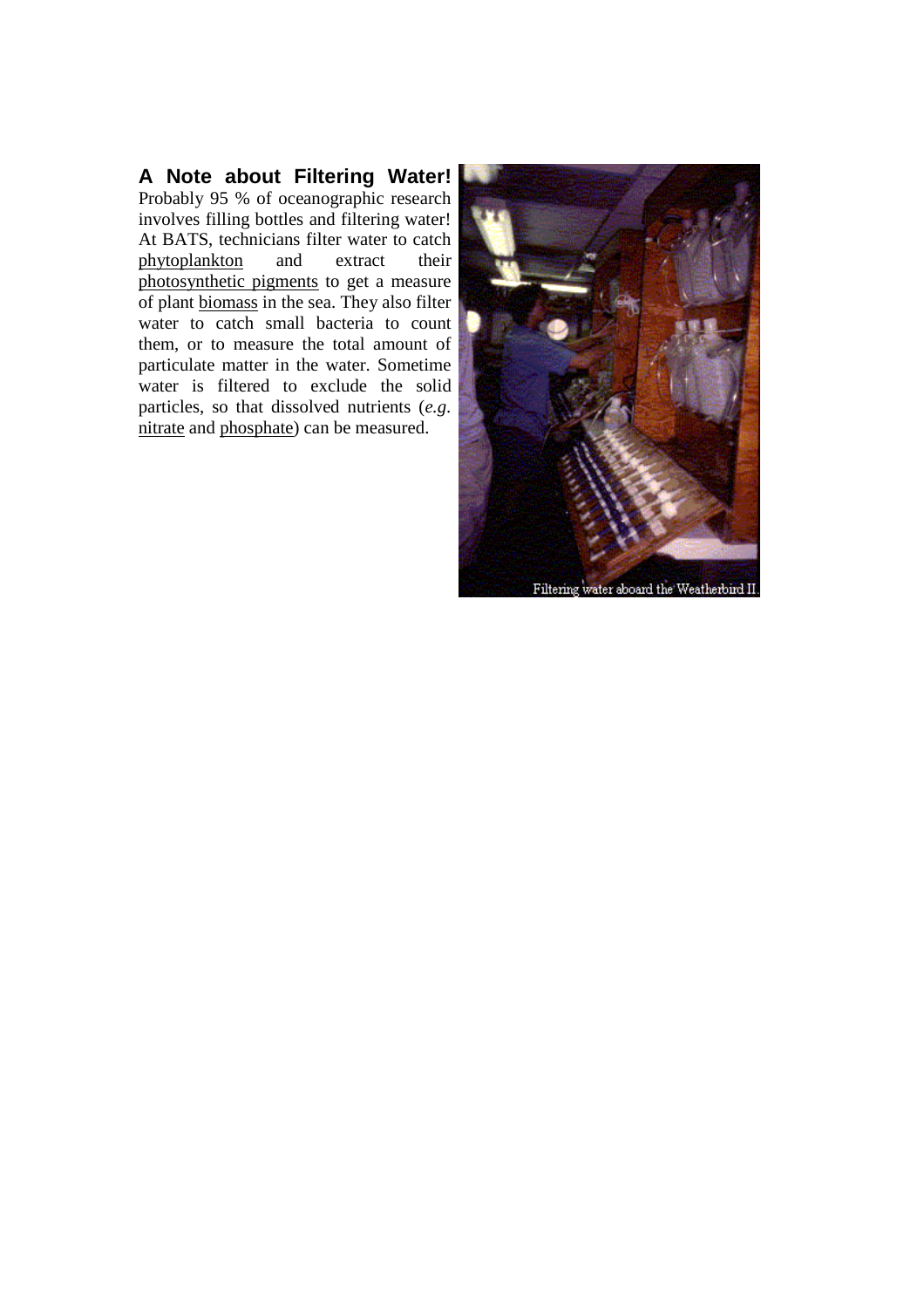**A Note about Filtering Water!**
Probably 95 % of oceanographic research involves filling bottles and filtering water! At BATS, technicians filter water to catch phytoplankton and extract their photosynthetic pigments to get a measure of plant biomass in the sea. They also filter water to catch small bacteria to count them, or to measure the total amount of particulate matter in the water. Sometime water is filtered to exclude the solid particles, so that dissolved nutrients (*e.g.* nitrate and phosphate) can be measured.

Filtering water aboard the Weatherbird II.